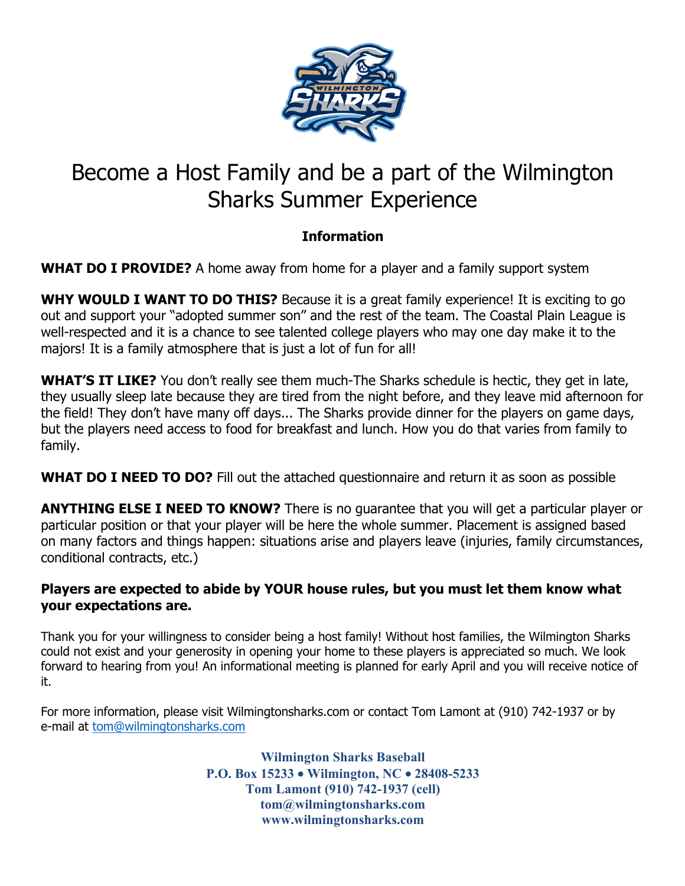# Become a Host Family and be a part of the Wilmington Sharks Summer Experience

### Information

**WHAT DO I PROVIDE?** A home away from home for a player and a family support system

**WHY WOULD I WANT TO DO THIS?** Because it is a great family experience! It is exciting to go out and support your "adopted summer son" and the rest of the team. The Coastal Plain League is well-respected and it is a chance to see talented college players who may one day make it to the majors! It is a family atmosphere that is just a lot of fun for all!

**WHAT'S IT LIKE?** You don't really see them much-The Sharks schedule is hectic, they get in late, they usually sleep late because they are tired from the night before, and they leave mid afternoon for the field! They don't have many off days... The Sharks provide dinner for the players on game days, but the players need access to food for breakfast and lunch. How you do that varies from family to family.

**WHAT DO I NEED TO DO?** Fill out the attached questionnaire and return it as soon as possible

**ANYTHING ELSE I NEED TO KNOW?** There is no guarantee that you will get a particular player or particular position or that your player will be here the whole summer. Placement is assigned based on many factors and things happen: situations arise and players leave (injuries, family circumstances, conditional contracts, etc.)

**Players are expected to abide by YOUR house rules, but you must let them know what your expectations are.**

Thank you for your willingness to consider being a host family! Without host families, the Wilmington Sharks could not exist and your generosity in opening your home to these players is appreciated so much. We look forward to hearing from you! An informational meeting is planned for early April and you will receive notice of it.

For more information, please visit Wilmingtonsharks.com or contact Tom Lamont at (910) 742-1937 or by e-mail at tom@wilmingtonsharks.com

**Wilmington Sharks Baseball**
**P.O. Box 15233 • Wilmington, NC • 28408-5233**
**Tom Lamont (910) 742-1937 (cell)**
**tom@wilmingtonsharks.com**
**www.wilmingtonsharks.com**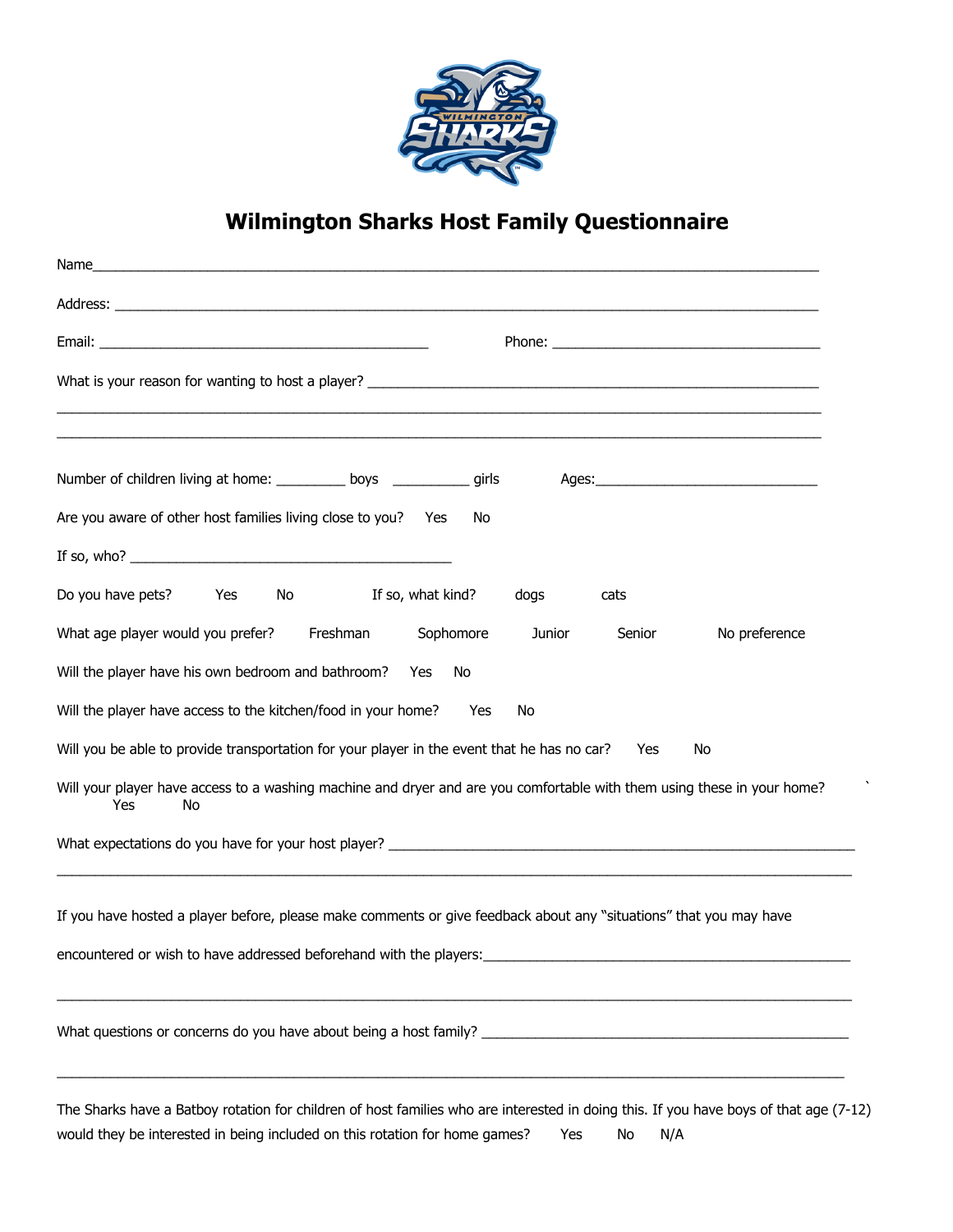# Wilmington Sharks Host Family Questionnaire

Name\_\_\_\_\_\_\_\_\_\_\_\_\_\_\_\_\_\_\_\_\_\_\_\_\_\_\_\_\_\_\_\_\_\_\_\_\_\_\_\_\_\_\_\_\_\_\_\_\_\_\_\_\_\_\_\_\_\_\_\_\_\_\_\_\_\_\_\_\_\_\_\_\_\_\_\_\_\_

Address: \_\_\_\_\_\_\_\_\_\_\_\_\_\_\_\_\_\_\_\_\_\_\_\_\_\_\_\_\_\_\_\_\_\_\_\_\_\_\_\_\_\_\_\_\_\_\_\_\_\_\_\_\_\_\_\_\_\_\_\_\_\_\_\_\_\_\_\_\_\_\_\_\_\_

Email: \_\_\_\_\_\_\_\_\_\_\_\_\_\_\_\_\_\_\_\_\_\_\_\_\_\_\_\_\_\_\_\_\_\_\_\_\_\_\_ Phone: \_\_\_\_\_\_\_\_\_\_\_\_\_\_\_\_\_\_\_\_\_\_\_\_\_\_\_\_\_\_\_\_

What is your reason for wanting to host a player? \_\_\_\_\_\_\_\_\_\_\_\_\_\_\_\_\_\_\_\_\_\_\_\_\_\_\_\_\_\_\_\_\_\_\_\_\_\_\_\_\_\_\_\_\_\_

\_\_\_\_\_\_\_\_\_\_\_\_\_\_\_\_\_\_\_\_\_\_\_\_\_\_\_\_\_\_\_\_\_\_\_\_\_\_\_\_\_\_\_\_\_\_\_\_\_\_\_\_\_\_\_\_\_\_\_\_\_\_\_\_\_\_\_\_\_\_\_\_\_\_\_\_\_\_\_\_\_\_\_\_\_\_

\_\_\_\_\_\_\_\_\_\_\_\_\_\_\_\_\_\_\_\_\_\_\_\_\_\_\_\_\_\_\_\_\_\_\_\_\_\_\_\_\_\_\_\_\_\_\_\_\_\_\_\_\_\_\_\_\_\_\_\_\_\_\_\_\_\_\_\_\_\_\_\_\_\_\_\_\_\_\_\_\_\_\_\_\_\_

Number of children living at home: \_\_\_\_\_\_\_\_ boys \_\_\_\_\_\_\_\_\_ girls Ages:\_\_\_\_\_\_\_\_\_\_\_\_\_\_\_\_\_\_\_\_\_\_\_\_\_\_\_

Are you aware of other host families living close to you? Yes No

If so, who? \_\_\_\_\_\_\_\_\_\_\_\_\_\_\_\_\_\_\_\_\_\_\_\_\_\_\_\_\_\_\_\_\_\_\_\_\_\_\_\_\_

Do you have pets? Yes No If so, what kind? dogs cats

What age player would you prefer? Freshman Sophomore Junior Senior No preference

Will the player have his own bedroom and bathroom? Yes No

Will the player have access to the kitchen/food in your home? Yes No

Will you be able to provide transportation for your player in the event that he has no car? Yes No

Will your player have access to a washing machine and dryer and are you comfortable with them using these in your home? Yes No

What expectations do you have for your host player? \_\_\_\_\_\_\_\_\_\_\_\_\_\_\_\_\_\_\_\_\_\_\_\_\_\_\_\_\_\_\_\_\_\_\_\_\_\_\_\_\_\_\_\_\_\_\_\_\_\_\_

\_\_\_\_\_\_\_\_\_\_\_\_\_\_\_\_\_\_\_\_\_\_\_\_\_\_\_\_\_\_\_\_\_\_\_\_\_\_\_\_\_\_\_\_\_\_\_\_\_\_\_\_\_\_\_\_\_\_\_\_\_\_\_\_\_\_\_\_\_\_\_\_\_\_\_\_\_\_\_\_\_\_\_\_\_\_

If you have hosted a player before, please make comments or give feedback about any "situations" that you may have encountered or wish to have addressed beforehand with the players:\_\_\_\_\_\_\_\_\_\_\_\_\_\_\_\_\_\_\_\_\_\_\_\_\_\_\_\_\_\_\_\_\_\_\_\_\_\_\_\_\_\_

\_\_\_\_\_\_\_\_\_\_\_\_\_\_\_\_\_\_\_\_\_\_\_\_\_\_\_\_\_\_\_\_\_\_\_\_\_\_\_\_\_\_\_\_\_\_\_\_\_\_\_\_\_\_\_\_\_\_\_\_\_\_\_\_\_\_\_\_\_\_\_\_\_\_\_\_\_\_\_\_\_\_\_\_\_\_

What questions or concerns do you have about being a host family? \_\_\_\_\_\_\_\_\_\_\_\_\_\_\_\_\_\_\_\_\_\_\_\_\_\_\_\_\_\_\_\_\_\_\_\_\_\_\_\_

\_\_\_\_\_\_\_\_\_\_\_\_\_\_\_\_\_\_\_\_\_\_\_\_\_\_\_\_\_\_\_\_\_\_\_\_\_\_\_\_\_\_\_\_\_\_\_\_\_\_\_\_\_\_\_\_\_\_\_\_\_\_\_\_\_\_\_\_\_\_\_\_\_\_\_\_\_\_\_\_\_\_\_\_\_\_

The Sharks have a Batboy rotation for children of host families who are interested in doing this. If you have boys of that age (7-12) would they be interested in being included on this rotation for home games? Yes No N/A